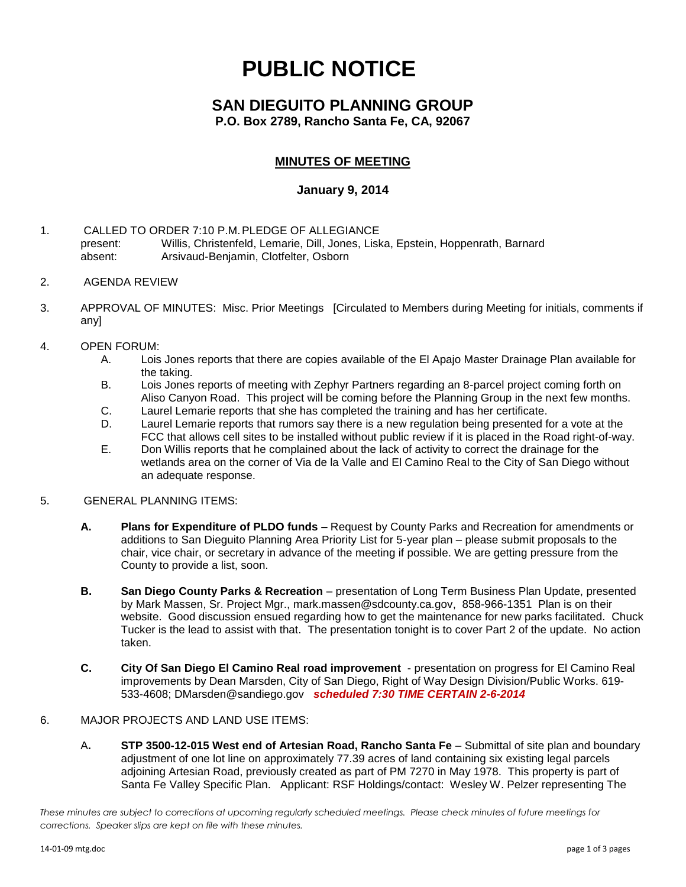# PUBLIC NOTICE

## SAN DIEGUITO PLANNING GROUP

**P.O. Box 2789, Rancho Santa Fe, CA, 92067**

### MINUTES OF MEETING

**January 9, 2014**

1. CALLED TO ORDER 7:10 P.M. PLEDGE OF ALLEGIANCE
   present: Willis, Christenfeld, Lemarie, Dill, Jones, Liska, Epstein, Hoppenrath, Barnard
   absent: Arsivaud-Benjamin, Clotfelter, Osborn

2. AGENDA REVIEW

3. APPROVAL OF MINUTES: Misc. Prior Meetings [Circulated to Members during Meeting for initials, comments if any]

4. OPEN FORUM:
   - A. Lois Jones reports that there are copies available of the El Apajo Master Drainage Plan available for the taking.
   - B. Lois Jones reports of meeting with Zephyr Partners regarding an 8-parcel project coming forth on Aliso Canyon Road. This project will be coming before the Planning Group in the next few months.
   - C. Laurel Lemarie reports that she has completed the training and has her certificate.
   - D. Laurel Lemarie reports that rumors say there is a new regulation being presented for a vote at the FCC that allows cell sites to be installed without public review if it is placed in the Road right-of-way.
   - E. Don Willis reports that he complained about the lack of activity to correct the drainage for the wetlands area on the corner of Via de la Valle and El Camino Real to the City of San Diego without an adequate response.

5. GENERAL PLANNING ITEMS:

   - **A. Plans for Expenditure of PLDO funds –** Request by County Parks and Recreation for amendments or additions to San Dieguito Planning Area Priority List for 5-year plan – please submit proposals to the chair, vice chair, or secretary in advance of the meeting if possible. We are getting pressure from the County to provide a list, soon.

   - **B. San Diego County Parks & Recreation** – presentation of Long Term Business Plan Update, presented by Mark Massen, Sr. Project Mgr., mark.massen@sdcounty.ca.gov, 858-966-1351 Plan is on their website. Good discussion ensued regarding how to get the maintenance for new parks facilitated. Chuck Tucker is the lead to assist with that. The presentation tonight is to cover Part 2 of the update. No action taken.

   - **C. City Of San Diego El Camino Real road improvement** - presentation on progress for El Camino Real improvements by Dean Marsden, City of San Diego, Right of Way Design Division/Public Works. 619-533-4608; DMarsden@sandiego.gov ***scheduled 7:30 TIME CERTAIN 2-6-2014***

6. MAJOR PROJECTS AND LAND USE ITEMS:

   - A**. STP 3500-12-015 West end of Artesian Road, Rancho Santa Fe** – Submittal of site plan and boundary adjustment of one lot line on approximately 77.39 acres of land containing six existing legal parcels adjoining Artesian Road, previously created as part of PM 7270 in May 1978. This property is part of Santa Fe Valley Specific Plan. Applicant: RSF Holdings/contact: Wesley W. Pelzer representing The

*These minutes are subject to corrections at upcoming regularly scheduled meetings. Please check minutes of future meetings for corrections. Speaker slips are kept on file with these minutes.*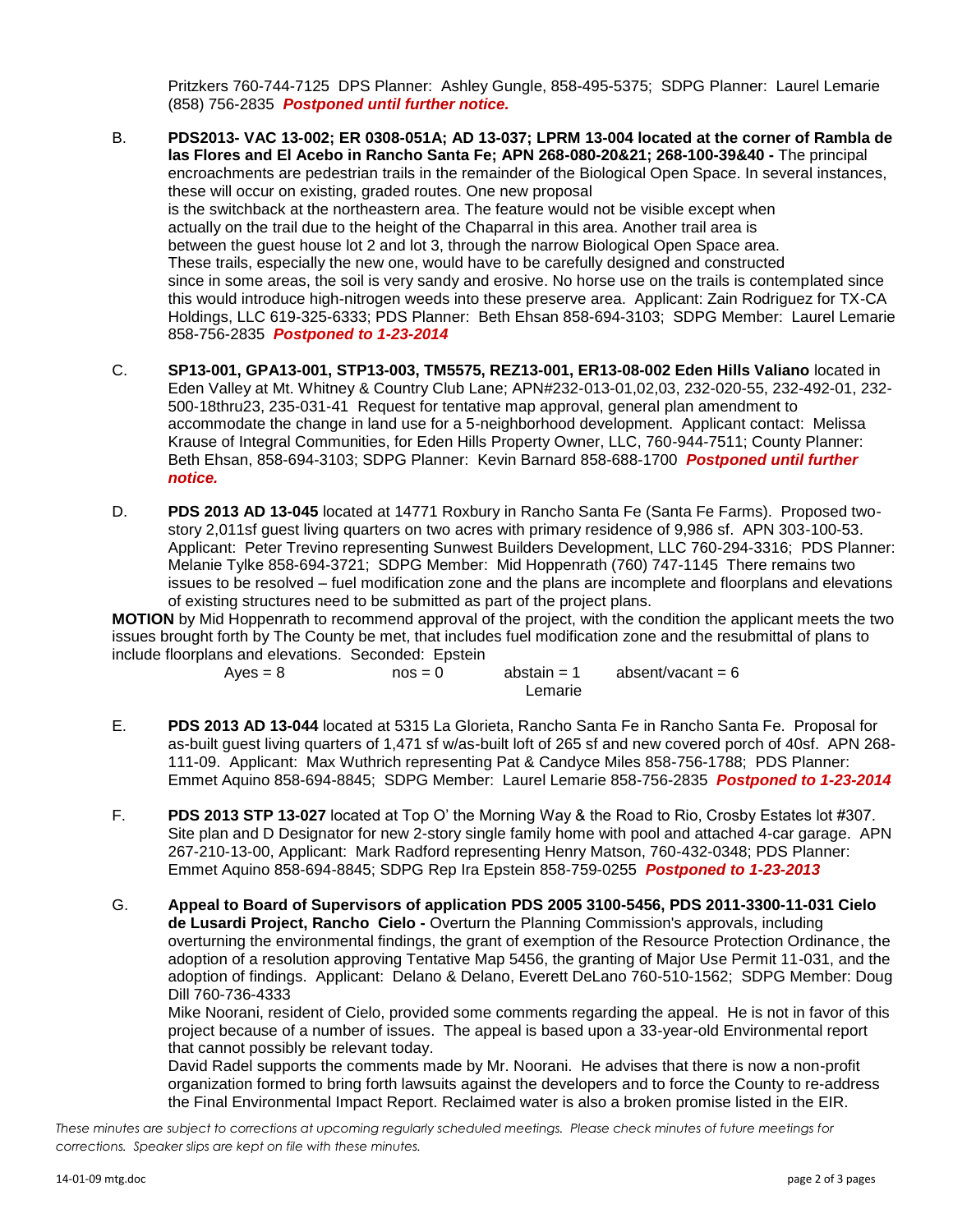Pritzkers 760-744-7125 DPS Planner: Ashley Gungle, 858-495-5375; SDPG Planner: Laurel Lemarie (858) 756-2835 ***Postponed until further notice.***

B. **PDS2013- VAC 13-002; ER 0308-051A; AD 13-037; LPRM 13-004 located at the corner of Rambla de las Flores and El Acebo in Rancho Santa Fe; APN 268-080-20&21; 268-100-39&40 -** The principal encroachments are pedestrian trails in the remainder of the Biological Open Space. In several instances, these will occur on existing, graded routes. One new proposal is the switchback at the northeastern area. The feature would not be visible except when actually on the trail due to the height of the Chaparral in this area. Another trail area is between the guest house lot 2 and lot 3, through the narrow Biological Open Space area. These trails, especially the new one, would have to be carefully designed and constructed since in some areas, the soil is very sandy and erosive. No horse use on the trails is contemplated since this would introduce high-nitrogen weeds into these preserve area. Applicant: Zain Rodriguez for TX-CA Holdings, LLC 619-325-6333; PDS Planner: Beth Ehsan 858-694-3103; SDPG Member: Laurel Lemarie 858-756-2835 ***Postponed to 1-23-2014***

C. **SP13-001, GPA13-001, STP13-003, TM5575, REZ13-001, ER13-08-002 Eden Hills Valiano** located in Eden Valley at Mt. Whitney & Country Club Lane; APN#232-013-01,02,03, 232-020-55, 232-492-01, 232-500-18thru23, 235-031-41 Request for tentative map approval, general plan amendment to accommodate the change in land use for a 5-neighborhood development. Applicant contact: Melissa Krause of Integral Communities, for Eden Hills Property Owner, LLC, 760-944-7511; County Planner: Beth Ehsan, 858-694-3103; SDPG Planner: Kevin Barnard 858-688-1700 ***Postponed until further notice.***

D. **PDS 2013 AD 13-045** located at 14771 Roxbury in Rancho Santa Fe (Santa Fe Farms). Proposed two-story 2,011sf guest living quarters on two acres with primary residence of 9,986 sf. APN 303-100-53. Applicant: Peter Trevino representing Sunwest Builders Development, LLC 760-294-3316; PDS Planner: Melanie Tylke 858-694-3721; SDPG Member: Mid Hoppenrath (760) 747-1145 There remains two issues to be resolved – fuel modification zone and the plans are incomplete and floorplans and elevations of existing structures need to be submitted as part of the project plans.

**MOTION** by Mid Hoppenrath to recommend approval of the project, with the condition the applicant meets the two issues brought forth by The County be met, that includes fuel modification zone and the resubmittal of plans to include floorplans and elevations. Seconded: Epstein

Ayes = 8 nos = 0 abstain = 1 absent/vacant = 6
Lemarie

E. **PDS 2013 AD 13-044** located at 5315 La Glorieta, Rancho Santa Fe in Rancho Santa Fe. Proposal for as-built guest living quarters of 1,471 sf w/as-built loft of 265 sf and new covered porch of 40sf. APN 268-111-09. Applicant: Max Wuthrich representing Pat & Candyce Miles 858-756-1788; PDS Planner: Emmet Aquino 858-694-8845; SDPG Member: Laurel Lemarie 858-756-2835 ***Postponed to 1-23-2014***

F. **PDS 2013 STP 13-027** located at Top O' the Morning Way & the Road to Rio, Crosby Estates lot #307. Site plan and D Designator for new 2-story single family home with pool and attached 4-car garage. APN 267-210-13-00, Applicant: Mark Radford representing Henry Matson, 760-432-0348; PDS Planner: Emmet Aquino 858-694-8845; SDPG Rep Ira Epstein 858-759-0255 ***Postponed to 1-23-2013***

G. **Appeal to Board of Supervisors of application PDS 2005 3100-5456, PDS 2011-3300-11-031 Cielo de Lusardi Project, Rancho Cielo -** Overturn the Planning Commission's approvals, including overturning the environmental findings, the grant of exemption of the Resource Protection Ordinance, the adoption of a resolution approving Tentative Map 5456, the granting of Major Use Permit 11-031, and the adoption of findings. Applicant: Delano & Delano, Everett DeLano 760-510-1562; SDPG Member: Doug Dill 760-736-4333

Mike Noorani, resident of Cielo, provided some comments regarding the appeal. He is not in favor of this project because of a number of issues. The appeal is based upon a 33-year-old Environmental report that cannot possibly be relevant today.

David Radel supports the comments made by Mr. Noorani. He advises that there is now a non-profit organization formed to bring forth lawsuits against the developers and to force the County to re-address the Final Environmental Impact Report. Reclaimed water is also a broken promise listed in the EIR.

*These minutes are subject to corrections at upcoming regularly scheduled meetings. Please check minutes of future meetings for corrections. Speaker slips are kept on file with these minutes.*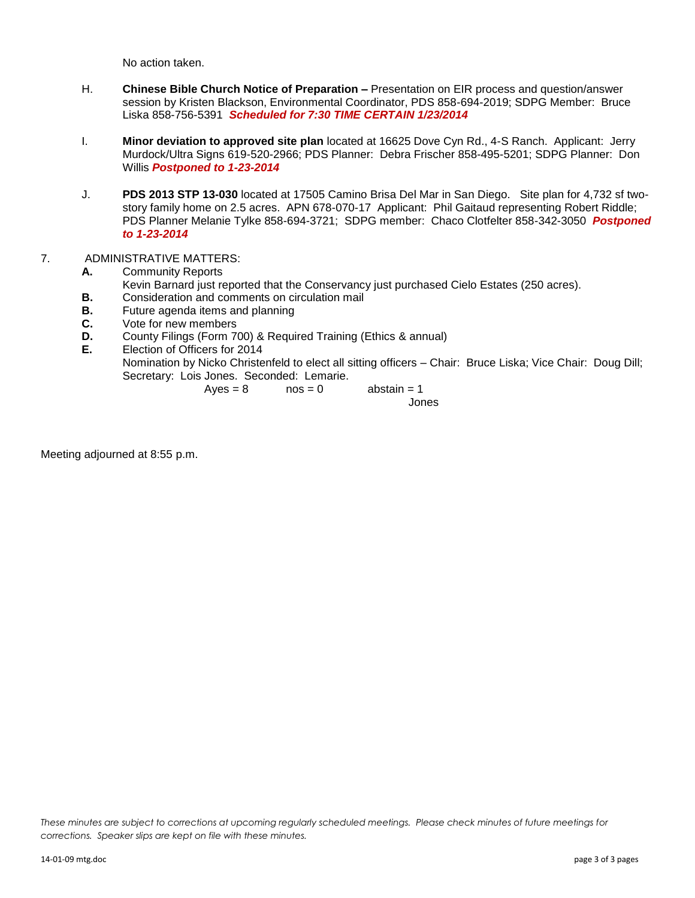No action taken.

H. **Chinese Bible Church Notice of Preparation –** Presentation on EIR process and question/answer session by Kristen Blackson, Environmental Coordinator, PDS 858-694-2019; SDPG Member: Bruce Liska 858-756-5391 ***Scheduled for 7:30 TIME CERTAIN 1/23/2014***

I. **Minor deviation to approved site plan** located at 16625 Dove Cyn Rd., 4-S Ranch. Applicant: Jerry Murdock/Ultra Signs 619-520-2966; PDS Planner: Debra Frischer 858-495-5201; SDPG Planner: Don Willis ***Postponed to 1-23-2014***

J. **PDS 2013 STP 13-030** located at 17505 Camino Brisa Del Mar in San Diego. Site plan for 4,732 sf two-story family home on 2.5 acres. APN 678-070-17 Applicant: Phil Gaitaud representing Robert Riddle; PDS Planner Melanie Tylke 858-694-3721; SDPG member: Chaco Clotfelter 858-342-3050 ***Postponed to 1-23-2014***

7. ADMINISTRATIVE MATTERS:

**A.** Community Reports
Kevin Barnard just reported that the Conservancy just purchased Cielo Estates (250 acres).

**B.** Consideration and comments on circulation mail

**B.** Future agenda items and planning

**C.** Vote for new members

**D.** County Filings (Form 700) & Required Training (Ethics & annual)

**E.** Election of Officers for 2014
Nomination by Nicko Christenfeld to elect all sitting officers – Chair: Bruce Liska; Vice Chair: Doug Dill; Secretary: Lois Jones. Seconded: Lemarie.

Ayes = 8    nos = 0    abstain = 1
Jones

Meeting adjourned at 8:55 p.m.

*These minutes are subject to corrections at upcoming regularly scheduled meetings. Please check minutes of future meetings for corrections. Speaker slips are kept on file with these minutes.*

14-01-09 mtg.doc